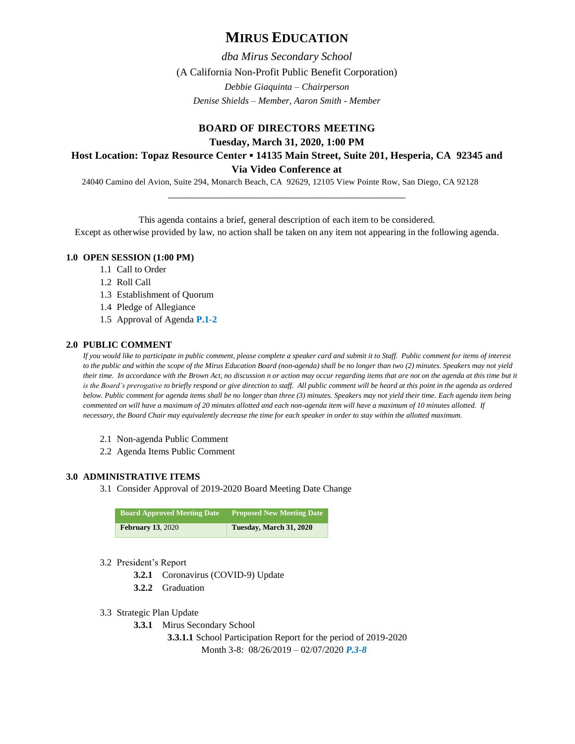# MIRUS EDUCATION

*dba Mirus Secondary School*

(A California Non-Profit Public Benefit Corporation)

*Debbie Giaquinta – Chairperson*

*Denise Shields – Member, Aaron Smith - Member*

## BOARD OF DIRECTORS MEETING

**Tuesday, March 31, 2020, 1:00 PM**

**Host Location: Topaz Resource Center ▪ 14135 Main Street, Suite 201, Hesperia, CA 92345 and Via Video Conference at**

24040 Camino del Avion, Suite 294, Monarch Beach, CA 92629, 12105 View Pointe Row, San Diego, CA 92128

---

This agenda contains a brief, general description of each item to be considered.
Except as otherwise provided by law, no action shall be taken on any item not appearing in the following agenda.

### 1.0 OPEN SESSION (1:00 PM)

1.1 Call to Order
1.2 Roll Call
1.3 Establishment of Quorum
1.4 Pledge of Allegiance
1.5 Approval of Agenda **P.1-2**

### 2.0 PUBLIC COMMENT

*If you would like to participate in public comment, please complete a speaker card and submit it to Staff. Public comment for items of interest to the public and within the scope of the Mirus Education Board (non-agenda) shall be no longer than two (2) minutes. Speakers may not yield their time. In accordance with the Brown Act, no discussion n or action may occur regarding items that are not on the agenda at this time but it is the Board's prerogative to briefly respond or give direction to staff. All public comment will be heard at this point in the agenda as ordered below. Public comment for agenda items shall be no longer than three (3) minutes. Speakers may not yield their time. Each agenda item being commented on will have a maximum of 20 minutes allotted and each non-agenda item will have a maximum of 10 minutes allotted. If necessary, the Board Chair may equivalently decrease the time for each speaker in order to stay within the allotted maximum.*

2.1 Non-agenda Public Comment
2.2 Agenda Items Public Comment

### 3.0 ADMINISTRATIVE ITEMS

3.1 Consider Approval of 2019-2020 Board Meeting Date Change

| Board Approved Meeting Date | Proposed New Meeting Date |
|---|---|
| **February 13**, 2020 | **Tuesday, March 31, 2020** |

3.2 President's Report

- **3.2.1** Coronavirus (COVID-9) Update
- **3.2.2** Graduation

3.3 Strategic Plan Update

- **3.3.1** Mirus Secondary School
  - **3.3.1.1** School Participation Report for the period of 2019-2020 Month 3-8: 08/26/2019 – 02/07/2020 ***P.3-8***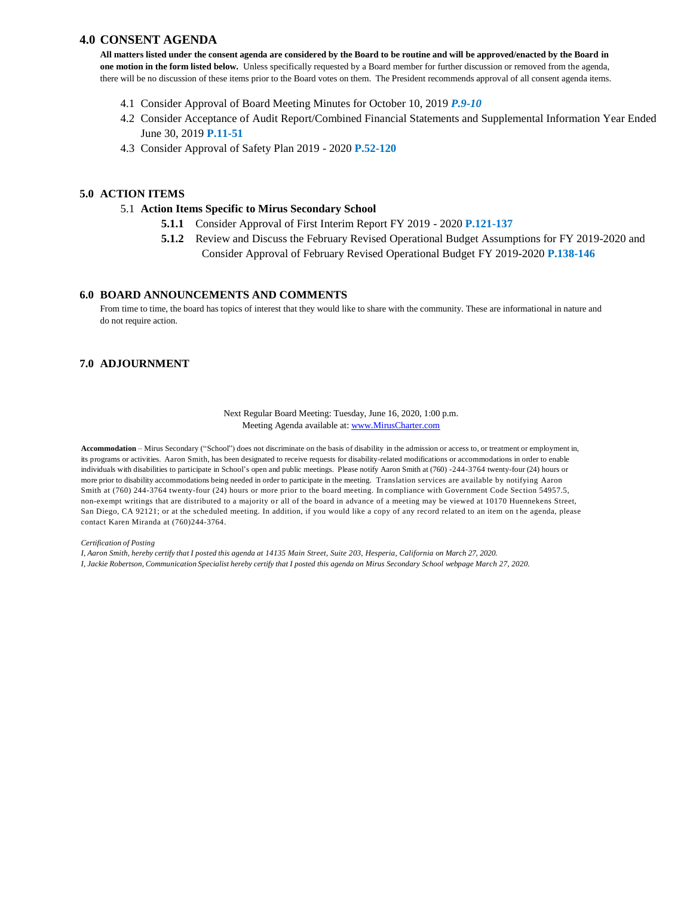## 4.0 CONSENT AGENDA

**All matters listed under the consent agenda are considered by the Board to be routine and will be approved/enacted by the Board in one motion in the form listed below.** Unless specifically requested by a Board member for further discussion or removed from the agenda, there will be no discussion of these items prior to the Board votes on them. The President recommends approval of all consent agenda items.

4.1 Consider Approval of Board Meeting Minutes for October 10, 2019 ***P.9-10***

4.2 Consider Acceptance of Audit Report/Combined Financial Statements and Supplemental Information Year Ended June 30, 2019 **P.11-51**

4.3 Consider Approval of Safety Plan 2019 - 2020 **P.52-120**

## 5.0 ACTION ITEMS

5.1 **Action Items Specific to Mirus Secondary School**

**5.1.1** Consider Approval of First Interim Report FY 2019 - 2020 **P.121-137**

**5.1.2** Review and Discuss the February Revised Operational Budget Assumptions for FY 2019-2020 and Consider Approval of February Revised Operational Budget FY 2019-2020 **P.138-146**

## 6.0 BOARD ANNOUNCEMENTS AND COMMENTS

From time to time, the board has topics of interest that they would like to share with the community. These are informational in nature and do not require action.

## 7.0 ADJOURNMENT

Next Regular Board Meeting: Tuesday, June 16, 2020, 1:00 p.m.
Meeting Agenda available at: www.MirusCharter.com

**Accommodation** – Mirus Secondary ("School") does not discriminate on the basis of disability in the admission or access to, or treatment or employment in, its programs or activities. Aaron Smith, has been designated to receive requests for disability-related modifications or accommodations in order to enable individuals with disabilities to participate in School's open and public meetings. Please notify Aaron Smith at (760) -244-3764 twenty-four (24) hours or more prior to disability accommodations being needed in order to participate in the meeting. Translation services are available by notifying Aaron Smith at (760) 244-3764 twenty-four (24) hours or more prior to the board meeting. In compliance with Government Code Section 54957.5, non-exempt writings that are distributed to a majority or all of the board in advance of a meeting may be viewed at 10170 Huennekens Street, San Diego, CA 92121; or at the scheduled meeting. In addition, if you would like a copy of any record related to an item on the agenda, please contact Karen Miranda at (760)244-3764.

*Certification of Posting*

*I, Aaron Smith, hereby certify that I posted this agenda at 14135 Main Street, Suite 203, Hesperia, California on March 27, 2020.*

*I, Jackie Robertson, Communication Specialist hereby certify that I posted this agenda on Mirus Secondary School webpage March 27, 2020.*